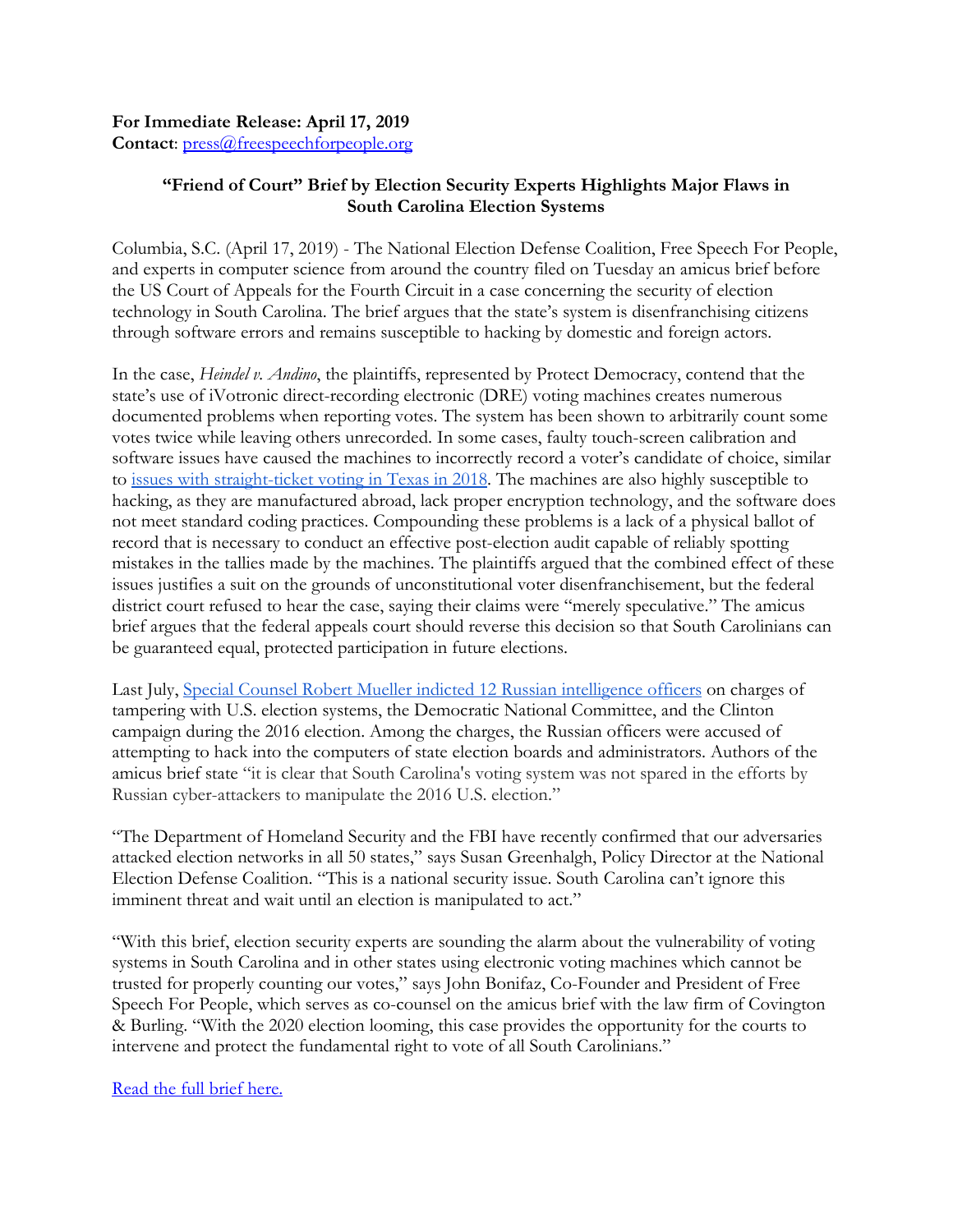**For Immediate Release: April 17, 2019**
**Contact**: press@freespeechforpeople.org

## "Friend of Court" Brief by Election Security Experts Highlights Major Flaws in South Carolina Election Systems

Columbia, S.C. (April 17, 2019) - The National Election Defense Coalition, Free Speech For People, and experts in computer science from around the country filed on Tuesday an amicus brief before the US Court of Appeals for the Fourth Circuit in a case concerning the security of election technology in South Carolina. The brief argues that the state's system is disenfranchising citizens through software errors and remains susceptible to hacking by domestic and foreign actors.

In the case, *Heindel v. Andino*, the plaintiffs, represented by Protect Democracy, contend that the state's use of iVotronic direct-recording electronic (DRE) voting machines creates numerous documented problems when reporting votes. The system has been shown to arbitrarily count some votes twice while leaving others unrecorded. In some cases, faulty touch-screen calibration and software issues have caused the machines to incorrectly record a voter's candidate of choice, similar to issues with straight-ticket voting in Texas in 2018. The machines are also highly susceptible to hacking, as they are manufactured abroad, lack proper encryption technology, and the software does not meet standard coding practices. Compounding these problems is a lack of a physical ballot of record that is necessary to conduct an effective post-election audit capable of reliably spotting mistakes in the tallies made by the machines. The plaintiffs argued that the combined effect of these issues justifies a suit on the grounds of unconstitutional voter disenfranchisement, but the federal district court refused to hear the case, saying their claims were "merely speculative." The amicus brief argues that the federal appeals court should reverse this decision so that South Carolinians can be guaranteed equal, protected participation in future elections.

Last July, Special Counsel Robert Mueller indicted 12 Russian intelligence officers on charges of tampering with U.S. election systems, the Democratic National Committee, and the Clinton campaign during the 2016 election. Among the charges, the Russian officers were accused of attempting to hack into the computers of state election boards and administrators. Authors of the amicus brief state "it is clear that South Carolina's voting system was not spared in the efforts by Russian cyber-attackers to manipulate the 2016 U.S. election."

"The Department of Homeland Security and the FBI have recently confirmed that our adversaries attacked election networks in all 50 states," says Susan Greenhalgh, Policy Director at the National Election Defense Coalition. "This is a national security issue. South Carolina can't ignore this imminent threat and wait until an election is manipulated to act."

"With this brief, election security experts are sounding the alarm about the vulnerability of voting systems in South Carolina and in other states using electronic voting machines which cannot be trusted for properly counting our votes," says John Bonifaz, Co-Founder and President of Free Speech For People, which serves as co-counsel on the amicus brief with the law firm of Covington & Burling. "With the 2020 election looming, this case provides the opportunity for the courts to intervene and protect the fundamental right to vote of all South Carolinians."

Read the full brief here.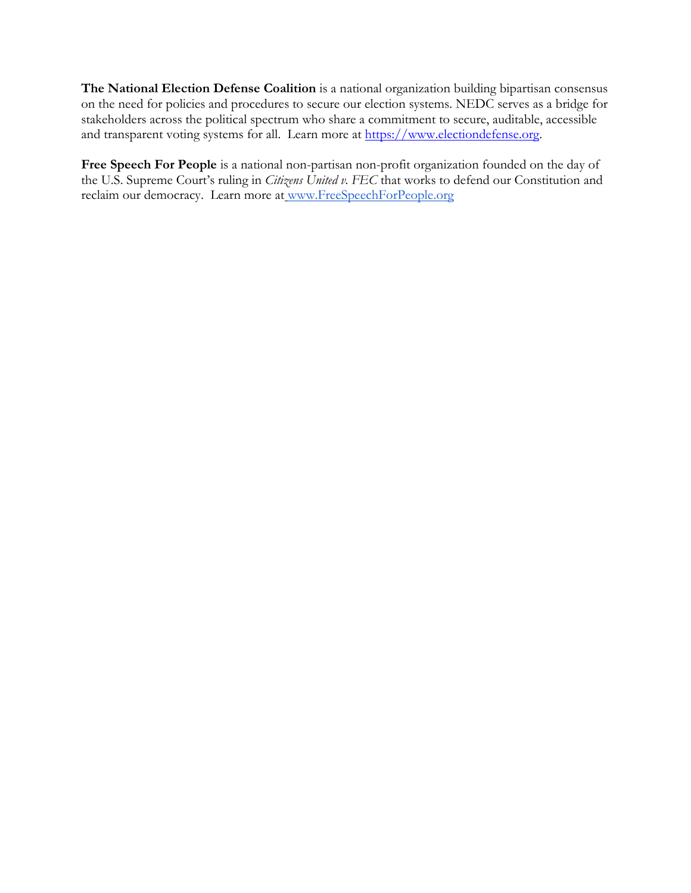**The National Election Defense Coalition** is a national organization building bipartisan consensus on the need for policies and procedures to secure our election systems. NEDC serves as a bridge for stakeholders across the political spectrum who share a commitment to secure, auditable, accessible and transparent voting systems for all. Learn more at [https://www.electiondefense.org](https://www.electiondefense.org).

**Free Speech For People** is a national non-partisan non-profit organization founded on the day of the U.S. Supreme Court's ruling in *Citizens United v. FEC* that works to defend our Constitution and reclaim our democracy. Learn more at [www.FreeSpeechForPeople.org](http://www.FreeSpeechForPeople.org)